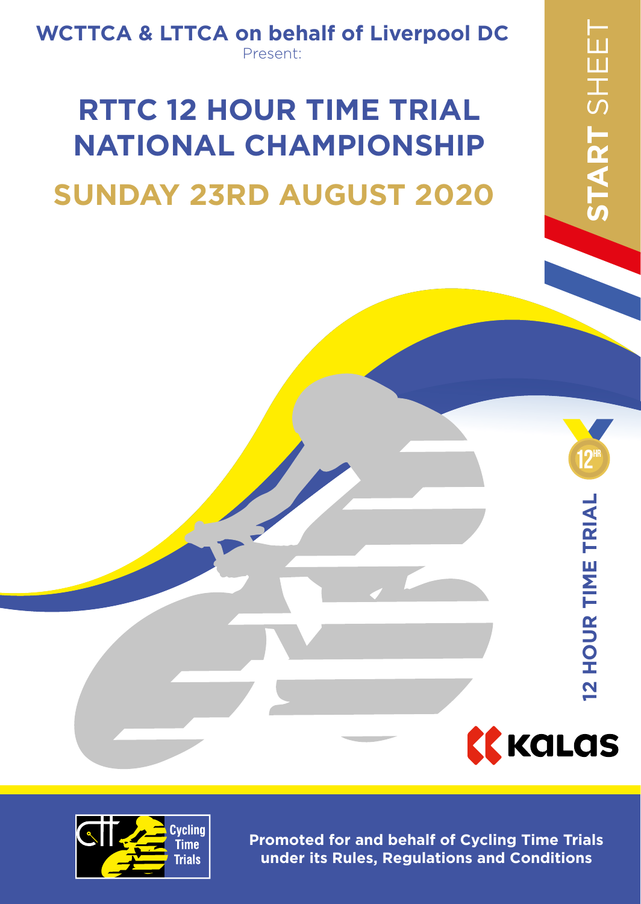**WCTTCA & LTTCA on behalf of Liverpool DC**

Present:

# RTTC 12 HOUR TIME TRIAL NATIONAL CHAMPIONSHIP

## SUNDAY 23RD AUGUST 2020

**START** SHEET

**12 HOUR TIME TRIAL**

KALAS

Cycling Time Trials

**Promoted for and behalf of Cycling Time Trials under its Rules, Regulations and Conditions**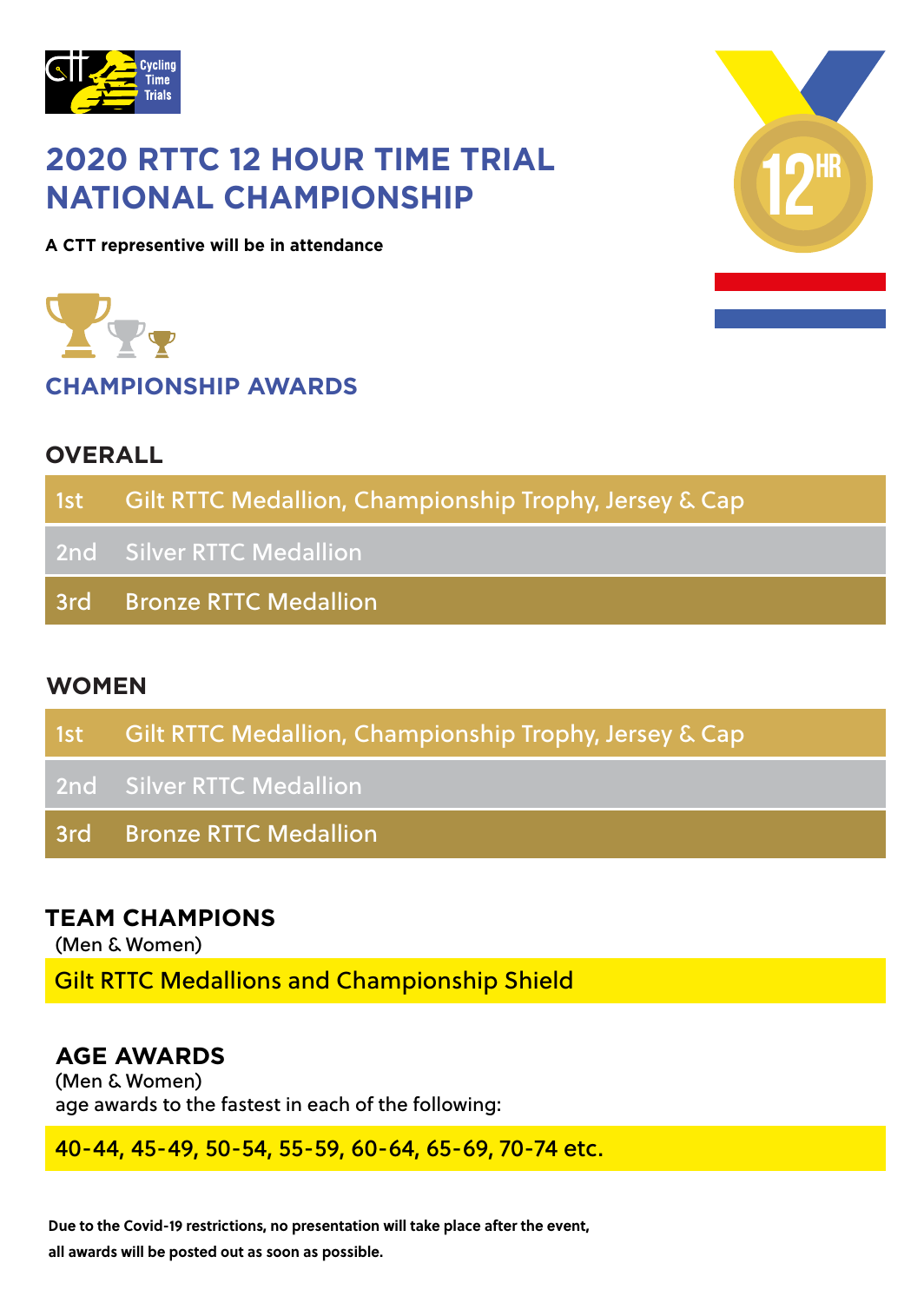# 2020 RTTC 12 HOUR TIME TRIAL NATIONAL CHAMPIONSHIP

**A CTT representive will be in attendance**

## CHAMPIONSHIP AWARDS

### OVERALL

| | |
|---|---|
| 1st | Gilt RTTC Medallion, Championship Trophy, Jersey & Cap |
| 2nd | Silver RTTC Medallion |
| 3rd | Bronze RTTC Medallion |

### WOMEN

| | |
|---|---|
| 1st | Gilt RTTC Medallion, Championship Trophy, Jersey & Cap |
| 2nd | Silver RTTC Medallion |
| 3rd | Bronze RTTC Medallion |

### TEAM CHAMPIONS

(Men & Women)

Gilt RTTC Medallions and Championship Shield

### AGE AWARDS

(Men & Women)

age awards to the fastest in each of the following:

40-44, 45-49, 50-54, 55-59, 60-64, 65-69, 70-74 etc.

**Due to the Covid-19 restrictions, no presentation will take place after the event, all awards will be posted out as soon as possible.**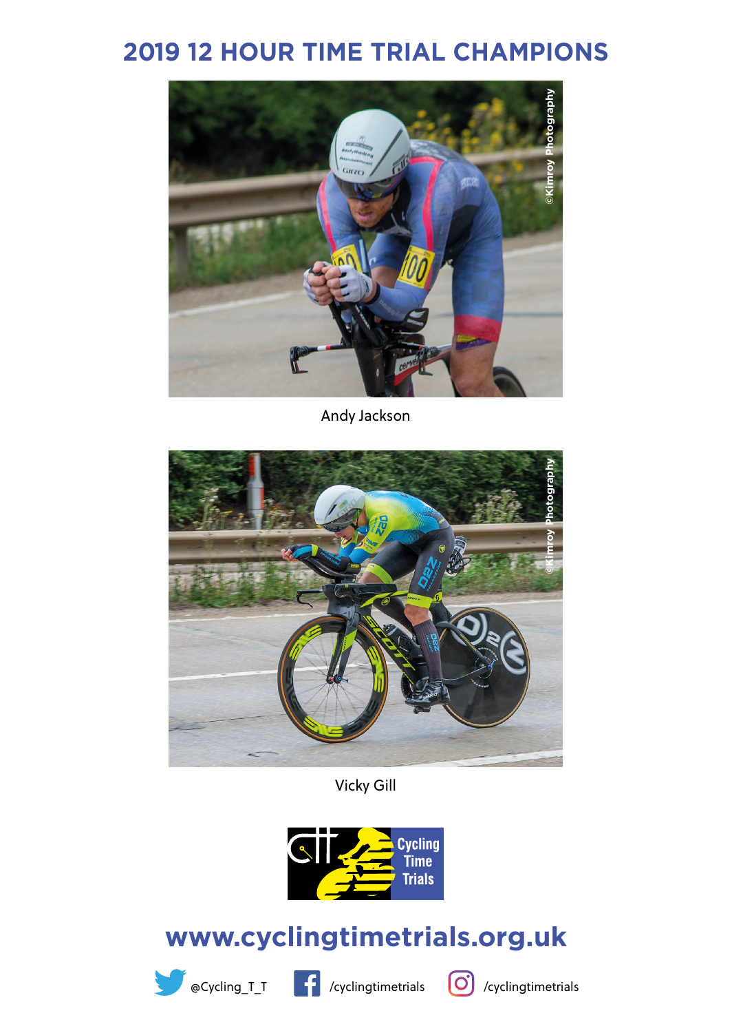# 2019 12 HOUR TIME TRIAL CHAMPIONS

Andy Jackson

Vicky Gill

**www.cyclingtimetrials.org.uk**

@Cycling_T_T /cyclingtimetrials /cyclingtimetrials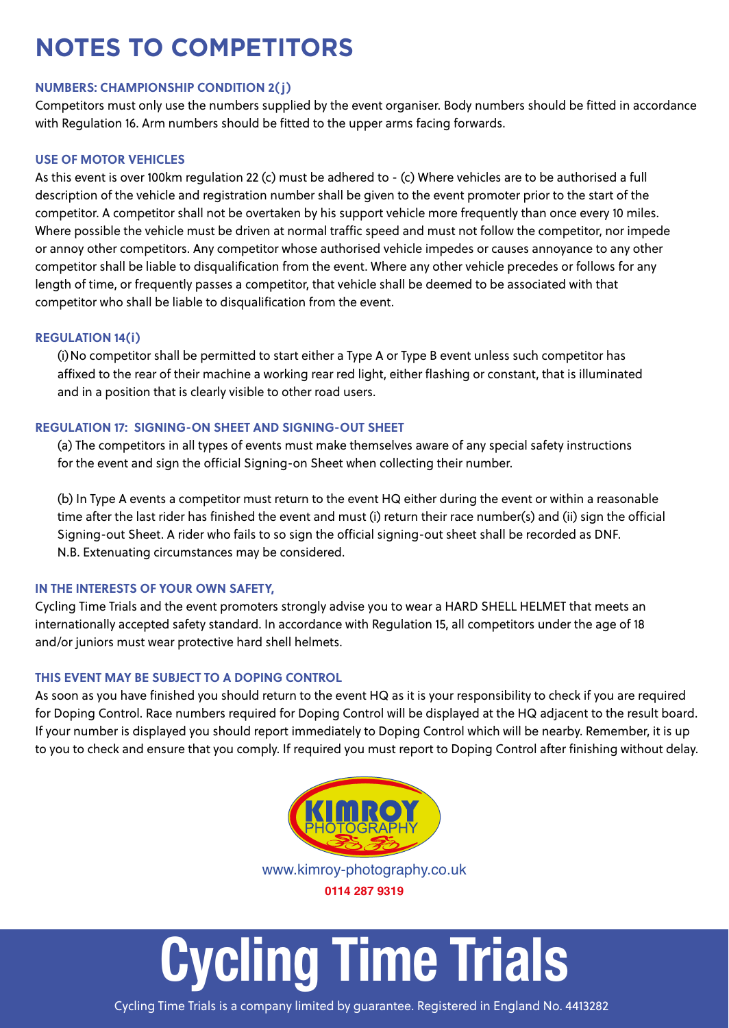# NOTES TO COMPETITORS

### NUMBERS: CHAMPIONSHIP CONDITION 2(j)

Competitors must only use the numbers supplied by the event organiser. Body numbers should be fitted in accordance with Regulation 16. Arm numbers should be fitted to the upper arms facing forwards.

### USE OF MOTOR VEHICLES

As this event is over 100km regulation 22 (c) must be adhered to - (c) Where vehicles are to be authorised a full description of the vehicle and registration number shall be given to the event promoter prior to the start of the competitor. A competitor shall not be overtaken by his support vehicle more frequently than once every 10 miles. Where possible the vehicle must be driven at normal traffic speed and must not follow the competitor, nor impede or annoy other competitors. Any competitor whose authorised vehicle impedes or causes annoyance to any other competitor shall be liable to disqualification from the event. Where any other vehicle precedes or follows for any length of time, or frequently passes a competitor, that vehicle shall be deemed to be associated with that competitor who shall be liable to disqualification from the event.

### REGULATION 14(i)

(i) No competitor shall be permitted to start either a Type A or Type B event unless such competitor has affixed to the rear of their machine a working rear red light, either flashing or constant, that is illuminated and in a position that is clearly visible to other road users.

### REGULATION 17: SIGNING-ON SHEET AND SIGNING-OUT SHEET

(a) The competitors in all types of events must make themselves aware of any special safety instructions for the event and sign the official Signing-on Sheet when collecting their number.

(b) In Type A events a competitor must return to the event HQ either during the event or within a reasonable time after the last rider has finished the event and must (i) return their race number(s) and (ii) sign the official Signing-out Sheet. A rider who fails to so sign the official signing-out sheet shall be recorded as DNF. N.B. Extenuating circumstances may be considered.

### IN THE INTERESTS OF YOUR OWN SAFETY,

Cycling Time Trials and the event promoters strongly advise you to wear a HARD SHELL HELMET that meets an internationally accepted safety standard. In accordance with Regulation 15, all competitors under the age of 18 and/or juniors must wear protective hard shell helmets.

### THIS EVENT MAY BE SUBJECT TO A DOPING CONTROL

As soon as you have finished you should return to the event HQ as it is your responsibility to check if you are required for Doping Control. Race numbers required for Doping Control will be displayed at the HQ adjacent to the result board. If your number is displayed you should report immediately to Doping Control which will be nearby. Remember, it is up to you to check and ensure that you comply. If required you must report to Doping Control after finishing without delay.

KIMROY PHOTOGRAPHY

www.kimroy-photography.co.uk

**0114 287 9319**

# Cycling Time Trials

Cycling Time Trials is a company limited by guarantee. Registered in England No. 4413282